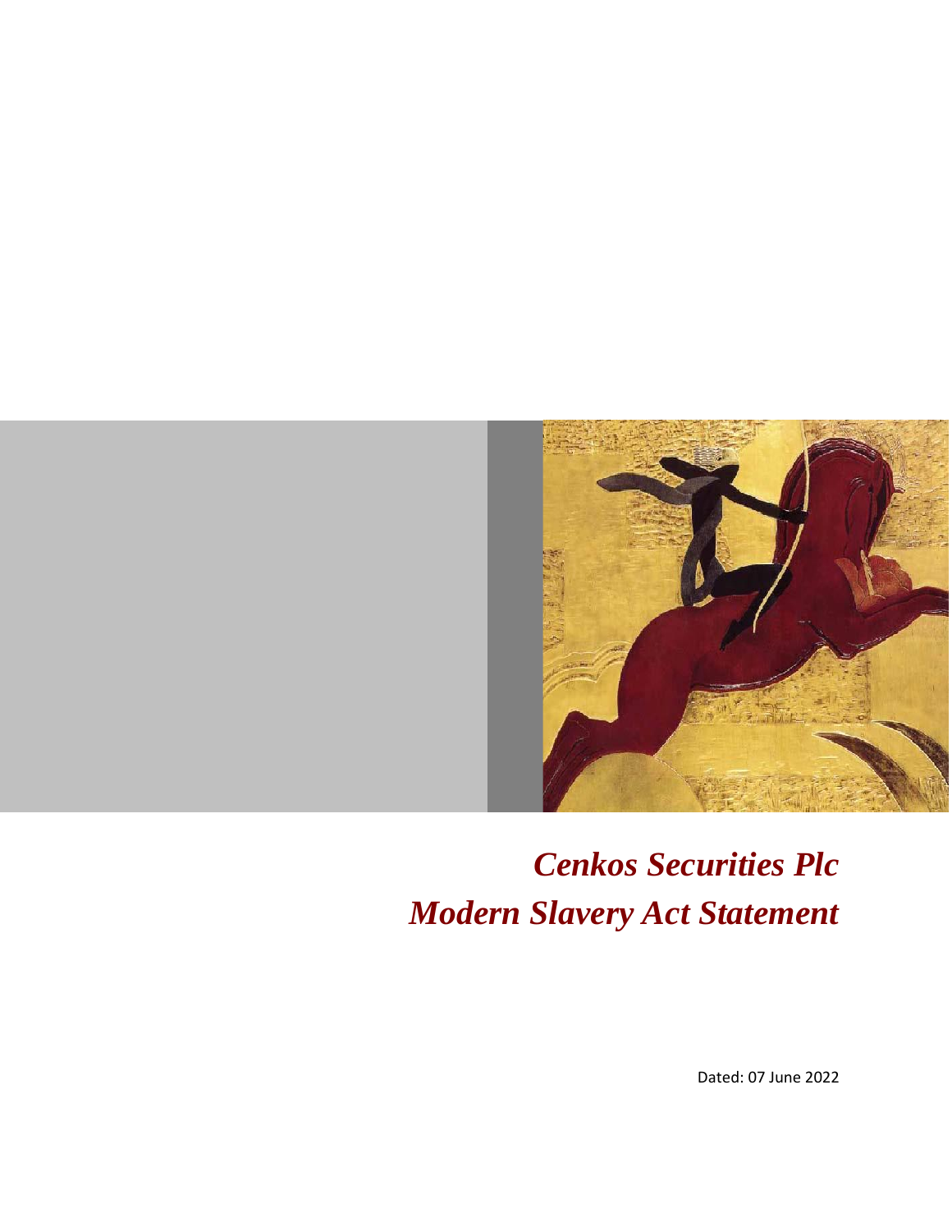# *Cenkos Securities Plc*
# *Modern Slavery Act Statement*

Dated: 07 June 2022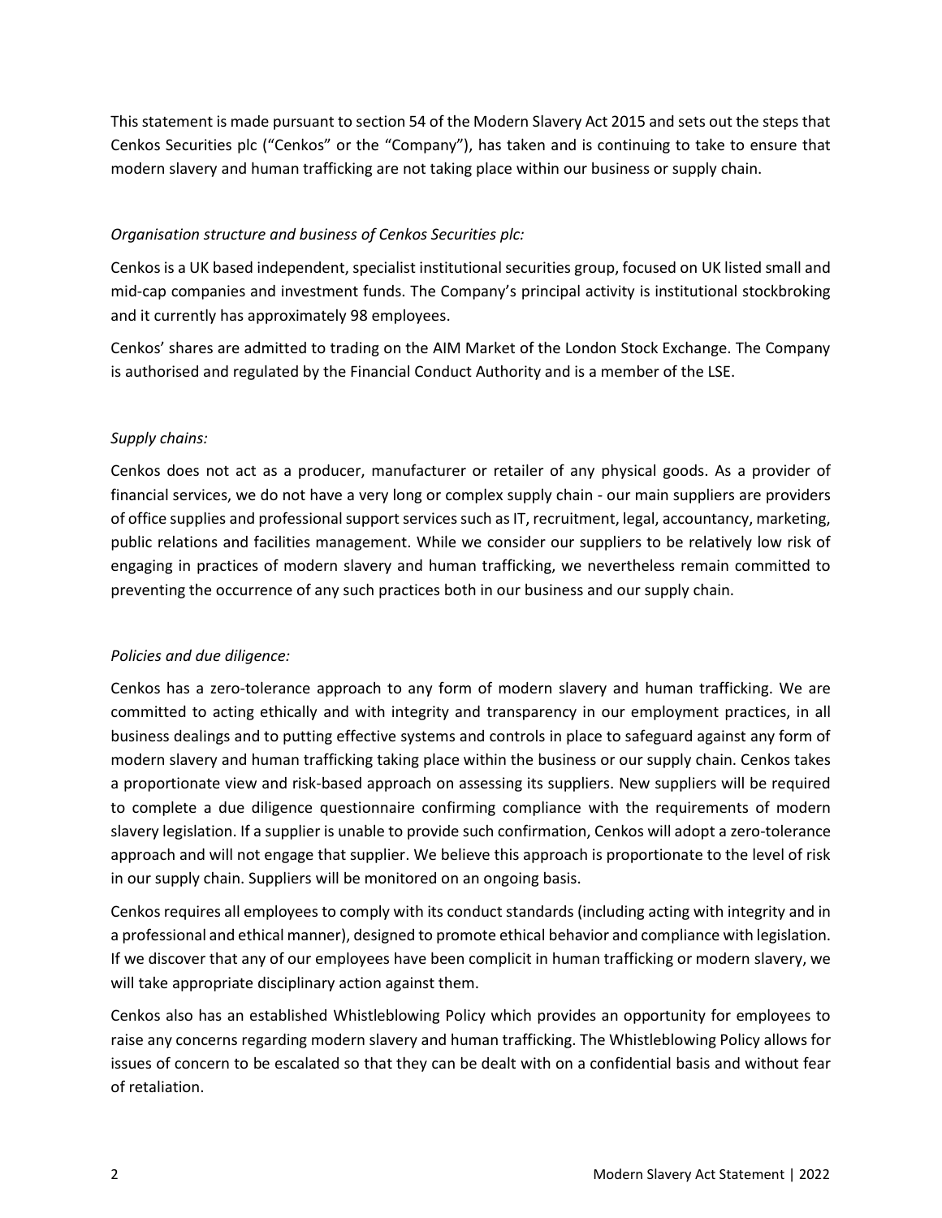This statement is made pursuant to section 54 of the Modern Slavery Act 2015 and sets out the steps that Cenkos Securities plc ("Cenkos" or the "Company"), has taken and is continuing to take to ensure that modern slavery and human trafficking are not taking place within our business or supply chain.

*Organisation structure and business of Cenkos Securities plc:*

Cenkos is a UK based independent, specialist institutional securities group, focused on UK listed small and mid-cap companies and investment funds. The Company's principal activity is institutional stockbroking and it currently has approximately 98 employees.

Cenkos' shares are admitted to trading on the AIM Market of the London Stock Exchange. The Company is authorised and regulated by the Financial Conduct Authority and is a member of the LSE.

*Supply chains:*

Cenkos does not act as a producer, manufacturer or retailer of any physical goods. As a provider of financial services, we do not have a very long or complex supply chain - our main suppliers are providers of office supplies and professional support services such as IT, recruitment, legal, accountancy, marketing, public relations and facilities management. While we consider our suppliers to be relatively low risk of engaging in practices of modern slavery and human trafficking, we nevertheless remain committed to preventing the occurrence of any such practices both in our business and our supply chain.

*Policies and due diligence:*

Cenkos has a zero-tolerance approach to any form of modern slavery and human trafficking. We are committed to acting ethically and with integrity and transparency in our employment practices, in all business dealings and to putting effective systems and controls in place to safeguard against any form of modern slavery and human trafficking taking place within the business or our supply chain. Cenkos takes a proportionate view and risk-based approach on assessing its suppliers. New suppliers will be required to complete a due diligence questionnaire confirming compliance with the requirements of modern slavery legislation. If a supplier is unable to provide such confirmation, Cenkos will adopt a zero-tolerance approach and will not engage that supplier. We believe this approach is proportionate to the level of risk in our supply chain. Suppliers will be monitored on an ongoing basis.

Cenkos requires all employees to comply with its conduct standards (including acting with integrity and in a professional and ethical manner), designed to promote ethical behavior and compliance with legislation. If we discover that any of our employees have been complicit in human trafficking or modern slavery, we will take appropriate disciplinary action against them.

Cenkos also has an established Whistleblowing Policy which provides an opportunity for employees to raise any concerns regarding modern slavery and human trafficking. The Whistleblowing Policy allows for issues of concern to be escalated so that they can be dealt with on a confidential basis and without fear of retaliation.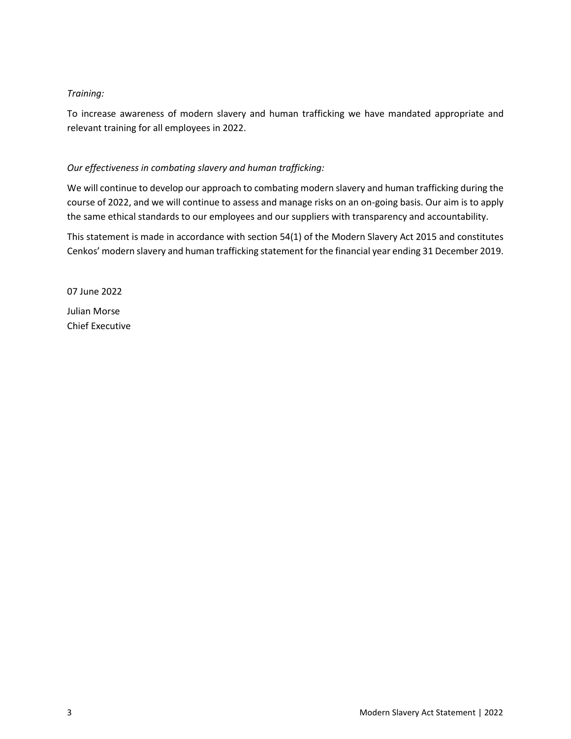*Training:*

To increase awareness of modern slavery and human trafficking we have mandated appropriate and relevant training for all employees in 2022.

*Our effectiveness in combating slavery and human trafficking:*

We will continue to develop our approach to combating modern slavery and human trafficking during the course of 2022, and we will continue to assess and manage risks on an on-going basis. Our aim is to apply the same ethical standards to our employees and our suppliers with transparency and accountability.

This statement is made in accordance with section 54(1) of the Modern Slavery Act 2015 and constitutes Cenkos' modern slavery and human trafficking statement for the financial year ending 31 December 2019.

07 June 2022

Julian Morse
Chief Executive